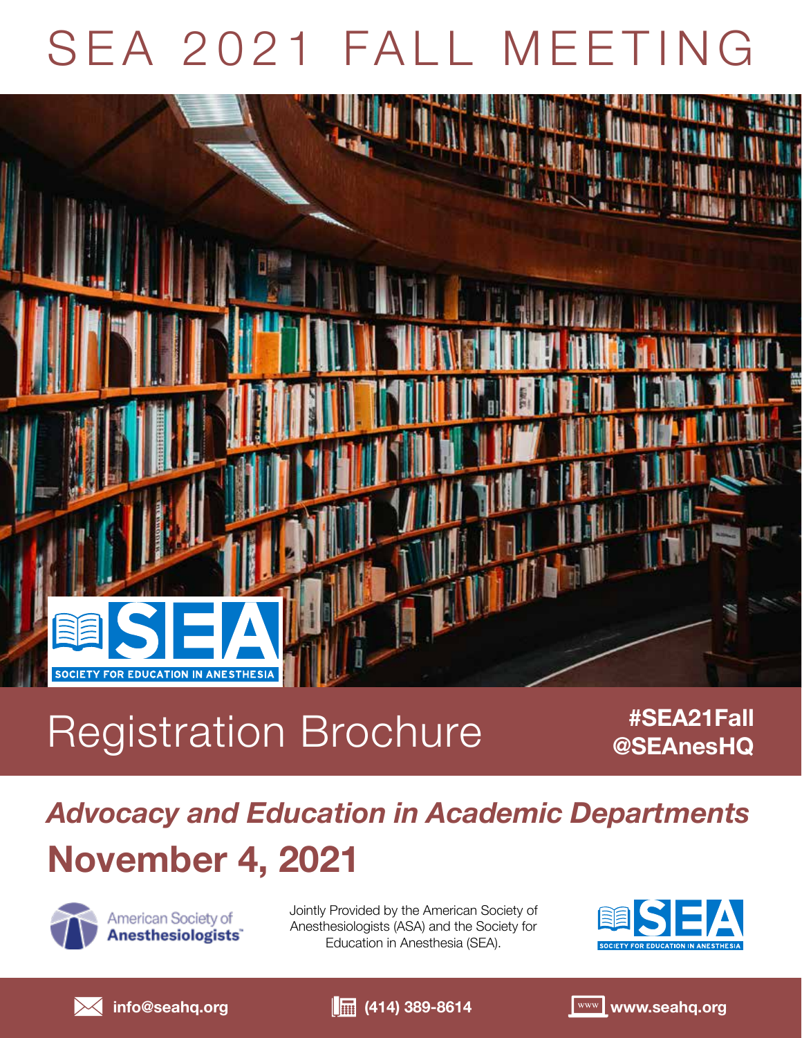# SEA 2021 FALL MEETING

SOCIETY FOR EDUCATION IN ANESTHESIA

## Registration Brochure

**#SEA21Fall**
**@SEAnesHQ**

## *Advocacy and Education in Academic Departments*

# November 4, 2021

American Society of **Anesthesiologists**

Jointly Provided by the American Society of Anesthesiologists (ASA) and the Society for Education in Anesthesia (SEA).

SOCIETY FOR EDUCATION IN ANESTHESIA

**info@seahq.org** **(414) 389-8614** **www.seahq.org**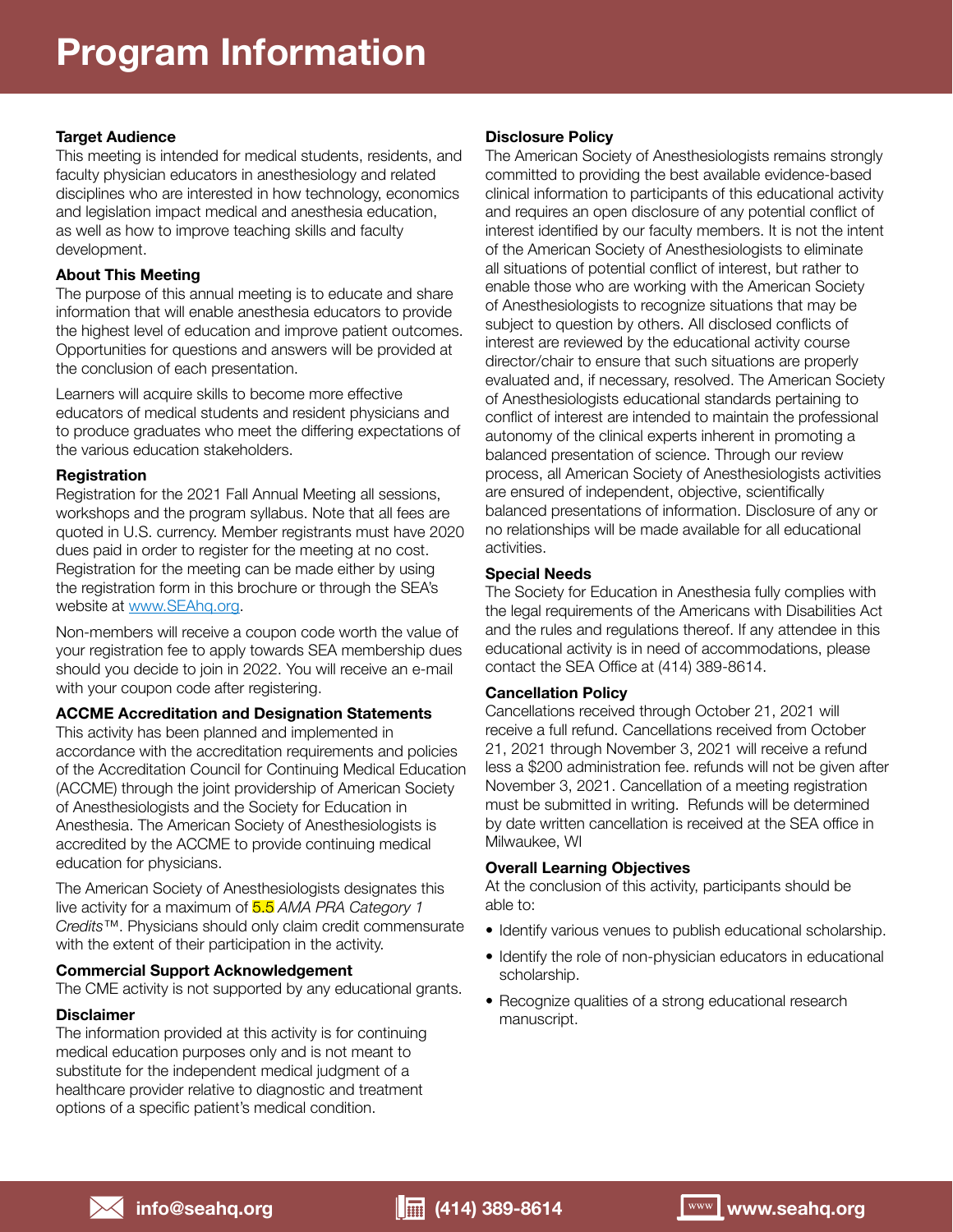# Program Information

**Target Audience**

This meeting is intended for medical students, residents, and faculty physician educators in anesthesiology and related disciplines who are interested in how technology, economics and legislation impact medical and anesthesia education, as well as how to improve teaching skills and faculty development.

**About This Meeting**

The purpose of this annual meeting is to educate and share information that will enable anesthesia educators to provide the highest level of education and improve patient outcomes. Opportunities for questions and answers will be provided at the conclusion of each presentation.

Learners will acquire skills to become more effective educators of medical students and resident physicians and to produce graduates who meet the differing expectations of the various education stakeholders.

**Registration**

Registration for the 2021 Fall Annual Meeting all sessions, workshops and the program syllabus. Note that all fees are quoted in U.S. currency. Member registrants must have 2020 dues paid in order to register for the meeting at no cost. Registration for the meeting can be made either by using the registration form in this brochure or through the SEA's website at www.SEAhq.org.

Non-members will receive a coupon code worth the value of your registration fee to apply towards SEA membership dues should you decide to join in 2022. You will receive an e-mail with your coupon code after registering.

**ACCME Accreditation and Designation Statements**

This activity has been planned and implemented in accordance with the accreditation requirements and policies of the Accreditation Council for Continuing Medical Education (ACCME) through the joint providership of American Society of Anesthesiologists and the Society for Education in Anesthesia. The American Society of Anesthesiologists is accredited by the ACCME to provide continuing medical education for physicians.

The American Society of Anesthesiologists designates this live activity for a maximum of 5.5 *AMA PRA Category 1 Credits*™. Physicians should only claim credit commensurate with the extent of their participation in the activity.

**Commercial Support Acknowledgement**

The CME activity is not supported by any educational grants.

**Disclaimer**

The information provided at this activity is for continuing medical education purposes only and is not meant to substitute for the independent medical judgment of a healthcare provider relative to diagnostic and treatment options of a specific patient's medical condition.

**Disclosure Policy**

The American Society of Anesthesiologists remains strongly committed to providing the best available evidence-based clinical information to participants of this educational activity and requires an open disclosure of any potential conflict of interest identified by our faculty members. It is not the intent of the American Society of Anesthesiologists to eliminate all situations of potential conflict of interest, but rather to enable those who are working with the American Society of Anesthesiologists to recognize situations that may be subject to question by others. All disclosed conflicts of interest are reviewed by the educational activity course director/chair to ensure that such situations are properly evaluated and, if necessary, resolved. The American Society of Anesthesiologists educational standards pertaining to conflict of interest are intended to maintain the professional autonomy of the clinical experts inherent in promoting a balanced presentation of science. Through our review process, all American Society of Anesthesiologists activities are ensured of independent, objective, scientifically balanced presentations of information. Disclosure of any or no relationships will be made available for all educational activities.

**Special Needs**

The Society for Education in Anesthesia fully complies with the legal requirements of the Americans with Disabilities Act and the rules and regulations thereof. If any attendee in this educational activity is in need of accommodations, please contact the SEA Office at (414) 389-8614.

**Cancellation Policy**

Cancellations received through October 21, 2021 will receive a full refund. Cancellations received from October 21, 2021 through November 3, 2021 will receive a refund less a $200 administration fee. refunds will not be given after November 3, 2021. Cancellation of a meeting registration must be submitted in writing. Refunds will be determined by date written cancellation is received at the SEA office in Milwaukee, WI

**Overall Learning Objectives**

At the conclusion of this activity, participants should be able to:

- Identify various venues to publish educational scholarship.
- Identify the role of non-physician educators in educational scholarship.
- Recognize qualities of a strong educational research manuscript.

info@seahq.org (414) 389-8614 www.seahq.org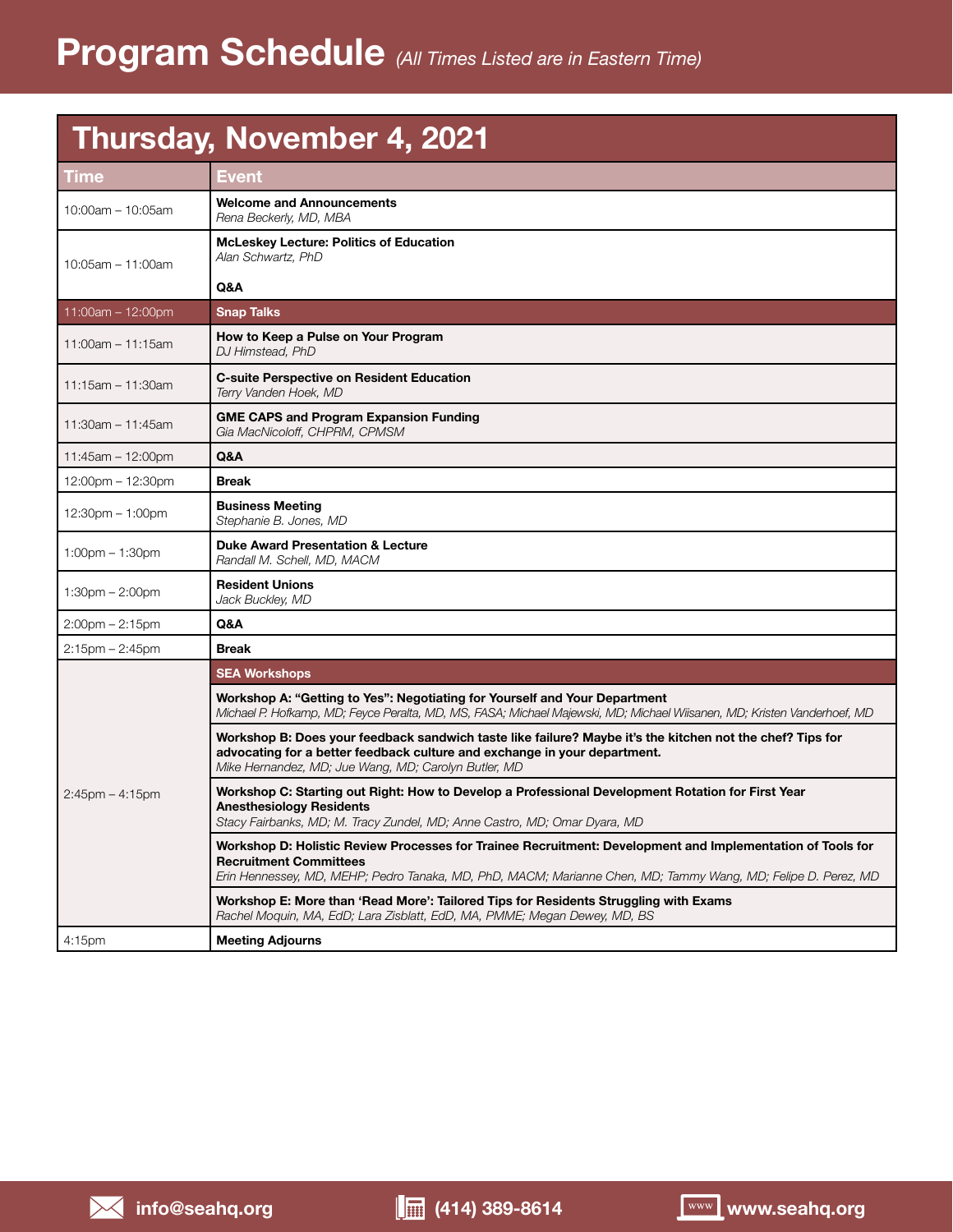# Program Schedule *(All Times Listed are in Eastern Time)*

## Thursday, November 4, 2021

| Time | Event |
|---|---|
| 10:00am – 10:05am | **Welcome and Announcements**<br>*Rena Beckerly, MD, MBA* |
| 10:05am – 11:00am | **McLeskey Lecture: Politics of Education**<br>*Alan Schwartz, PhD*<br><br>**Q&A** |
| 11:00am – 12:00pm | **Snap Talks** |
| 11:00am – 11:15am | **How to Keep a Pulse on Your Program**<br>*DJ Himstead, PhD* |
| 11:15am – 11:30am | **C-suite Perspective on Resident Education**<br>*Terry Vanden Hoek, MD* |
| 11:30am – 11:45am | **GME CAPS and Program Expansion Funding**<br>*Gia MacNicoloff, CHPRM, CPMSM* |
| 11:45am – 12:00pm | **Q&A** |
| 12:00pm – 12:30pm | **Break** |
| 12:30pm – 1:00pm | **Business Meeting**<br>*Stephanie B. Jones, MD* |
| 1:00pm – 1:30pm | **Duke Award Presentation & Lecture**<br>*Randall M. Schell, MD, MACM* |
| 1:30pm – 2:00pm | **Resident Unions**<br>*Jack Buckley, MD* |
| 2:00pm – 2:15pm | **Q&A** |
| 2:15pm – 2:45pm | **Break** |
| 2:45pm – 4:15pm | **SEA Workshops**<br><br>**Workshop A: "Getting to Yes": Negotiating for Yourself and Your Department**<br>*Michael P. Hofkamp, MD; Feyce Peralta, MD, MS, FASA; Michael Majewski, MD; Michael Wiisanen, MD; Kristen Vanderhoef, MD*<br><br>**Workshop B: Does your feedback sandwich taste like failure? Maybe it's the kitchen not the chef? Tips for advocating for a better feedback culture and exchange in your department.**<br>*Mike Hernandez, MD; Jue Wang, MD; Carolyn Butler, MD*<br><br>**Workshop C: Starting out Right: How to Develop a Professional Development Rotation for First Year Anesthesiology Residents**<br>*Stacy Fairbanks, MD; M. Tracy Zundel, MD; Anne Castro, MD; Omar Dyara, MD*<br><br>**Workshop D: Holistic Review Processes for Trainee Recruitment: Development and Implementation of Tools for Recruitment Committees**<br>*Erin Hennessey, MD, MEHP; Pedro Tanaka, MD, PhD, MACM; Marianne Chen, MD; Tammy Wang, MD; Felipe D. Perez, MD*<br><br>**Workshop E: More than 'Read More': Tailored Tips for Residents Struggling with Exams**<br>*Rachel Moquin, MA, EdD; Lara Zisblatt, EdD, MA, PMME; Megan Dewey, MD, BS* |
| 4:15pm | **Meeting Adjourns** |

info@seahq.org (414) 389-8614 www.seahq.org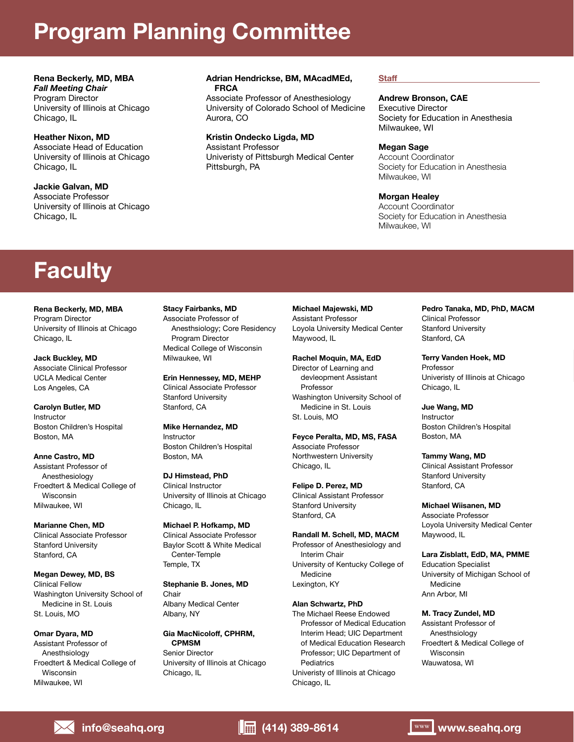# Program Planning Committee

**Rena Beckerly, MD, MBA**
***Fall Meeting Chair***
Program Director
University of Illinois at Chicago
Chicago, IL

**Heather Nixon, MD**
Associate Head of Education
University of Illinois at Chicago
Chicago, IL

**Jackie Galvan, MD**
Associate Professor
University of Illinois at Chicago
Chicago, IL

**Adrian Hendrickse, BM, MAcadMEd, FRCA**
Associate Professor of Anesthesiology
University of Colorado School of Medicine
Aurora, CO

**Kristin Ondecko Ligda, MD**
Assistant Professor
Univeristy of Pittsburgh Medical Center
Pittsburgh, PA

## Staff

**Andrew Bronson, CAE**
Executive Director
Society for Education in Anesthesia
Milwaukee, WI

**Megan Sage**
Account Coordinator
Society for Education in Anesthesia
Milwaukee, WI

**Morgan Healey**
Account Coordinator
Society for Education in Anesthesia
Milwaukee, WI

# Faculty

**Rena Beckerly, MD, MBA**
Program Director
University of Illinois at Chicago
Chicago, IL

**Jack Buckley, MD**
Associate Clinical Professor
UCLA Medical Center
Los Angeles, CA

**Carolyn Butler, MD**
Instructor
Boston Children's Hospital
Boston, MA

**Anne Castro, MD**
Assistant Professor of Anesthesiology
Froedtert & Medical College of Wisconsin
Milwaukee, WI

**Marianne Chen, MD**
Clinical Associate Professor
Stanford University
Stanford, CA

**Megan Dewey, MD, BS**
Clinical Fellow
Washington University School of Medicine in St. Louis
St. Louis, MO

**Omar Dyara, MD**
Assistant Professor of Anesthsiology
Froedtert & Medical College of Wisconsin
Milwaukee, WI

**Stacy Fairbanks, MD**
Associate Professor of Anesthsiology; Core Residency Program Director
Medical College of Wisconsin
Milwaukee, WI

**Erin Hennessey, MD, MEHP**
Clinical Associate Professor
Stanford University
Stanford, CA

**Mike Hernandez, MD**
Instructor
Boston Children's Hospital
Boston, MA

**DJ Himstead, PhD**
Clinical Instructor
University of Illinois at Chicago
Chicago, IL

**Michael P. Hofkamp, MD**
Clinical Associate Professor
Baylor Scott & White Medical Center-Temple
Temple, TX

**Stephanie B. Jones, MD**
Chair
Albany Medical Center
Albany, NY

**Gia MacNicoloff, CPHRM, CPMSM**
Senior Director
University of Illinois at Chicago
Chicago, IL

**Michael Majewski, MD**
Assistant Professor
Loyola University Medical Center
Maywood, IL

**Rachel Moquin, MA, EdD**
Director of Learning and devleopment Assistant Professor
Washington University School of Medicine in St. Louis
St. Louis, MO

**Feyce Peralta, MD, MS, FASA**
Associate Professor
Northwestern University
Chicago, IL

**Felipe D. Perez, MD**
Clinical Assistant Professor
Stanford University
Stanford, CA

**Randall M. Schell, MD, MACM**
Professor of Anesthesiology and Interim Chair
University of Kentucky College of Medicine
Lexington, KY

**Alan Schwartz, PhD**
The Michael Reese Endowed Professor of Medical Education Interim Head; UIC Department of Medical Education Research Professor; UIC Department of Pediatrics
Univeristy of Illinois at Chicago
Chicago, IL

**Pedro Tanaka, MD, PhD, MACM**
Clinical Professor
Stanford University
Stanford, CA

**Terry Vanden Hoek, MD**
Professor
Univeristy of Illinois at Chicago
Chicago, IL

**Jue Wang, MD**
Instructor
Boston Children's Hospital
Boston, MA

**Tammy Wang, MD**
Clinical Assistant Professor
Stanford University
Stanford, CA

**Michael Wiisanen, MD**
Associate Professor
Loyola University Medical Center
Maywood, IL

**Lara Zisblatt, EdD, MA, PMME**
Education Specialist
University of Michigan School of Medicine
Ann Arbor, MI

**M. Tracy Zundel, MD**
Assistant Professor of Anesthsiology
Froedtert & Medical College of Wisconsin
Wauwatosa, WI

info@seahq.org | (414) 389-8614 | www.seahq.org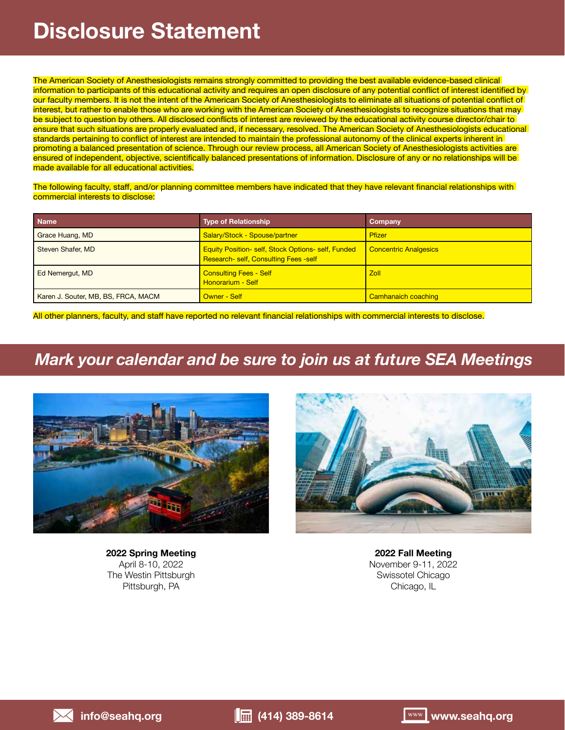# Disclosure Statement

The American Society of Anesthesiologists remains strongly committed to providing the best available evidence-based clinical information to participants of this educational activity and requires an open disclosure of any potential conflict of interest identified by our faculty members. It is not the intent of the American Society of Anesthesiologists to eliminate all situations of potential conflict of interest, but rather to enable those who are working with the American Society of Anesthesiologists to recognize situations that may be subject to question by others. All disclosed conflicts of interest are reviewed by the educational activity course director/chair to ensure that such situations are properly evaluated and, if necessary, resolved. The American Society of Anesthesiologists educational standards pertaining to conflict of interest are intended to maintain the professional autonomy of the clinical experts inherent in promoting a balanced presentation of science. Through our review process, all American Society of Anesthesiologists activities are ensured of independent, objective, scientifically balanced presentations of information. Disclosure of any or no relationships will be made available for all educational activities.

The following faculty, staff, and/or planning committee members have indicated that they have relevant financial relationships with commercial interests to disclose:

| Name | Type of Relationship | Company |
|---|---|---|
| Grace Huang, MD | Salary/Stock - Spouse/partner | Pfizer |
| Steven Shafer, MD | Equity Position- self, Stock Options- self, Funded Research- self, Consulting Fees -self | Concentric Analgesics |
| Ed Nemergut, MD | Consulting Fees - Self<br>Honorarium - Self | Zoll |
| Karen J. Souter, MB, BS, FRCA, MACM | Owner - Self | Camhanaich coaching |

All other planners, faculty, and staff have reported no relevant financial relationships with commercial interests to disclose.

## *Mark your calendar and be sure to join us at future SEA Meetings*

**2022 Spring Meeting**
April 8-10, 2022
The Westin Pittsburgh
Pittsburgh, PA

**2022 Fall Meeting**
November 9-11, 2022
Swissotel Chicago
Chicago, IL

info@seahq.org | (414) 389-8614 | www.seahq.org